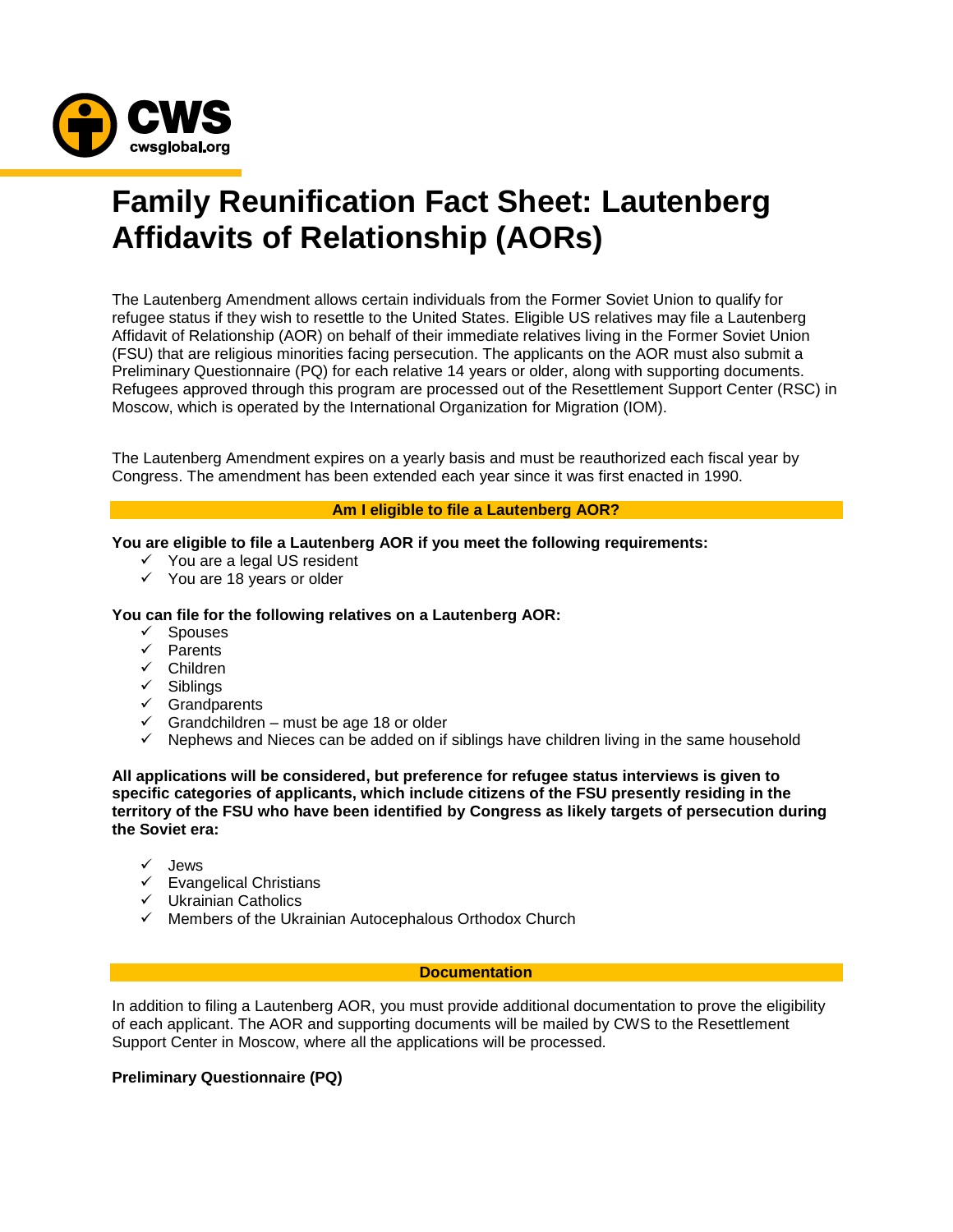# Family Reunification Fact Sheet: Lautenberg Affidavits of Relationship (AORs)

The Lautenberg Amendment allows certain individuals from the Former Soviet Union to qualify for refugee status if they wish to resettle to the United States. Eligible US relatives may file a Lautenberg Affidavit of Relationship (AOR) on behalf of their immediate relatives living in the Former Soviet Union (FSU) that are religious minorities facing persecution. The applicants on the AOR must also submit a Preliminary Questionnaire (PQ) for each relative 14 years or older, along with supporting documents. Refugees approved through this program are processed out of the Resettlement Support Center (RSC) in Moscow, which is operated by the International Organization for Migration (IOM).

The Lautenberg Amendment expires on a yearly basis and must be reauthorized each fiscal year by Congress. The amendment has been extended each year since it was first enacted in 1990.

## Am I eligible to file a Lautenberg AOR?

**You are eligible to file a Lautenberg AOR if you meet the following requirements:**

- ✓ You are a legal US resident
- ✓ You are 18 years or older

**You can file for the following relatives on a Lautenberg AOR:**

- ✓ Spouses
- ✓ Parents
- ✓ Children
- ✓ Siblings
- ✓ Grandparents
- ✓ Grandchildren – must be age 18 or older
- ✓ Nephews and Nieces can be added on if siblings have children living in the same household

**All applications will be considered, but preference for refugee status interviews is given to specific categories of applicants, which include citizens of the FSU presently residing in the territory of the FSU who have been identified by Congress as likely targets of persecution during the Soviet era:**

- ✓ Jews
- ✓ Evangelical Christians
- ✓ Ukrainian Catholics
- ✓ Members of the Ukrainian Autocephalous Orthodox Church

## Documentation

In addition to filing a Lautenberg AOR, you must provide additional documentation to prove the eligibility of each applicant. The AOR and supporting documents will be mailed by CWS to the Resettlement Support Center in Moscow, where all the applications will be processed.

**Preliminary Questionnaire (PQ)**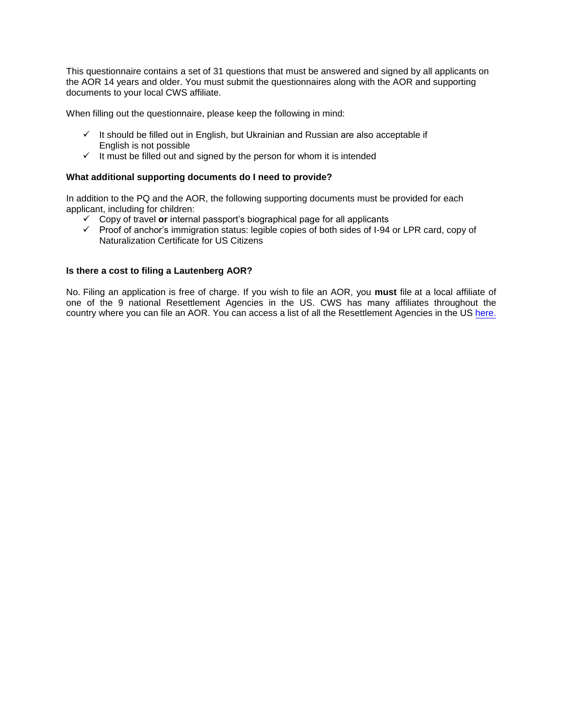This questionnaire contains a set of 31 questions that must be answered and signed by all applicants on the AOR 14 years and older. You must submit the questionnaires along with the AOR and supporting documents to your local CWS affiliate.

When filling out the questionnaire, please keep the following in mind:

- ✓ It should be filled out in English, but Ukrainian and Russian are also acceptable if English is not possible
- ✓ It must be filled out and signed by the person for whom it is intended

**What additional supporting documents do I need to provide?**

In addition to the PQ and the AOR, the following supporting documents must be provided for each applicant, including for children:

- ✓ Copy of travel **or** internal passport's biographical page for all applicants
- ✓ Proof of anchor's immigration status: legible copies of both sides of I-94 or LPR card, copy of Naturalization Certificate for US Citizens

**Is there a cost to filing a Lautenberg AOR?**

No. Filing an application is free of charge. If you wish to file an AOR, you **must** file at a local affiliate of one of the 9 national Resettlement Agencies in the US. CWS has many affiliates throughout the country where you can file an AOR. You can access a list of all the Resettlement Agencies in the US here.